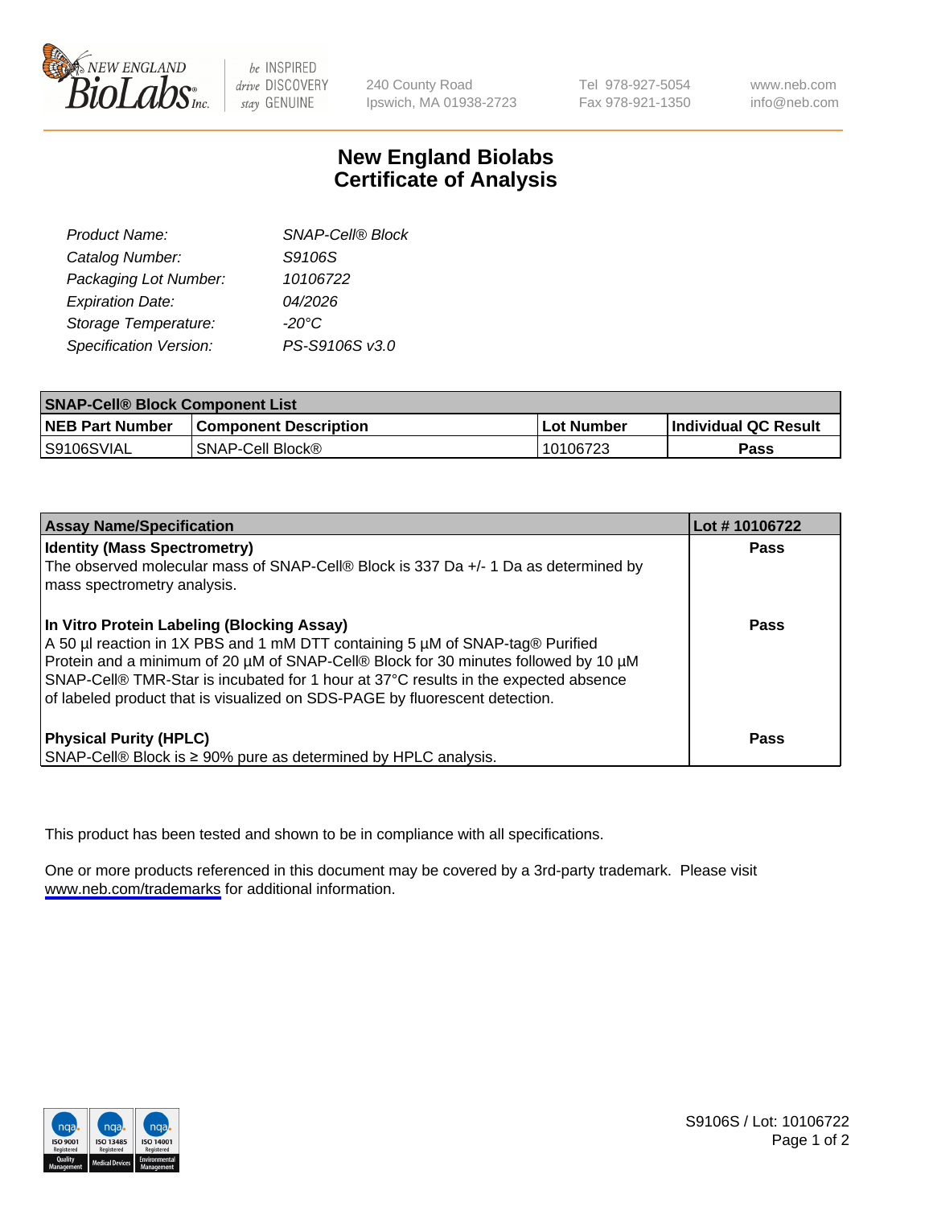New England BioLabs Inc. — be INSPIRED drive DISCOVERY stay GENUINE

240 County Road
Ipswich, MA 01938-2723

Tel 978-927-5054
Fax 978-921-1350

www.neb.com
info@neb.com

# New England Biolabs
# Certificate of Analysis

| | |
|---|---|
| *Product Name:* | *SNAP-Cell® Block* |
| *Catalog Number:* | *S9106S* |
| *Packaging Lot Number:* | *10106722* |
| *Expiration Date:* | *04/2026* |
| *Storage Temperature:* | *-20°C* |
| *Specification Version:* | *PS-S9106S v3.0* |

| **SNAP-Cell® Block Component List** | | | |
|---|---|---|---|
| **NEB Part Number** | **Component Description** | **Lot Number** | **Individual QC Result** |
| S9106SVIAL | SNAP-Cell Block® | 10106723 | **Pass** |

| **Assay Name/Specification** | **Lot # 10106722** |
|---|---|
| **Identity (Mass Spectrometry)**<br>The observed molecular mass of SNAP-Cell® Block is 337 Da +/- 1 Da as determined by mass spectrometry analysis. | **Pass** |
| **In Vitro Protein Labeling (Blocking Assay)**<br>A 50 µl reaction in 1X PBS and 1 mM DTT containing 5 µM of SNAP-tag® Purified Protein and a minimum of 20 µM of SNAP-Cell® Block for 30 minutes followed by 10 µM SNAP-Cell® TMR-Star is incubated for 1 hour at 37°C results in the expected absence of labeled product that is visualized on SDS-PAGE by fluorescent detection. | **Pass** |
| **Physical Purity (HPLC)**<br>SNAP-Cell® Block is ≥ 90% pure as determined by HPLC analysis. | **Pass** |

This product has been tested and shown to be in compliance with all specifications.

One or more products referenced in this document may be covered by a 3rd-party trademark. Please visit www.neb.com/trademarks for additional information.

ISO 9001 Registered Quality Management | ISO 13485 Registered Medical Devices | ISO 14001 Registered Environmental Management

S9106S / Lot: 10106722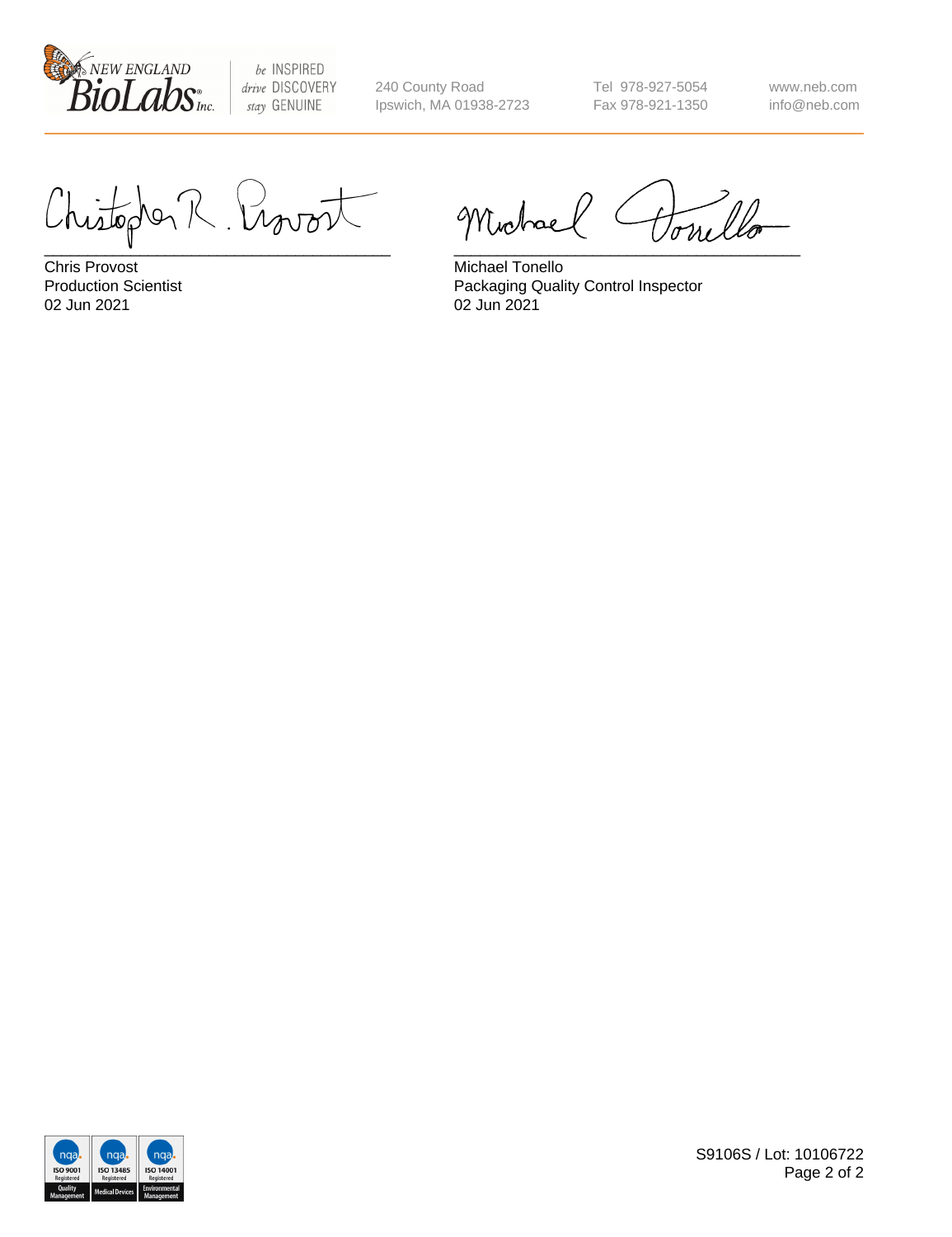Chris Provost
Production Scientist
02 Jun 2021

Michael Tonello
Packaging Quality Control Inspector
02 Jun 2021

S9106S / Lot: 10106722